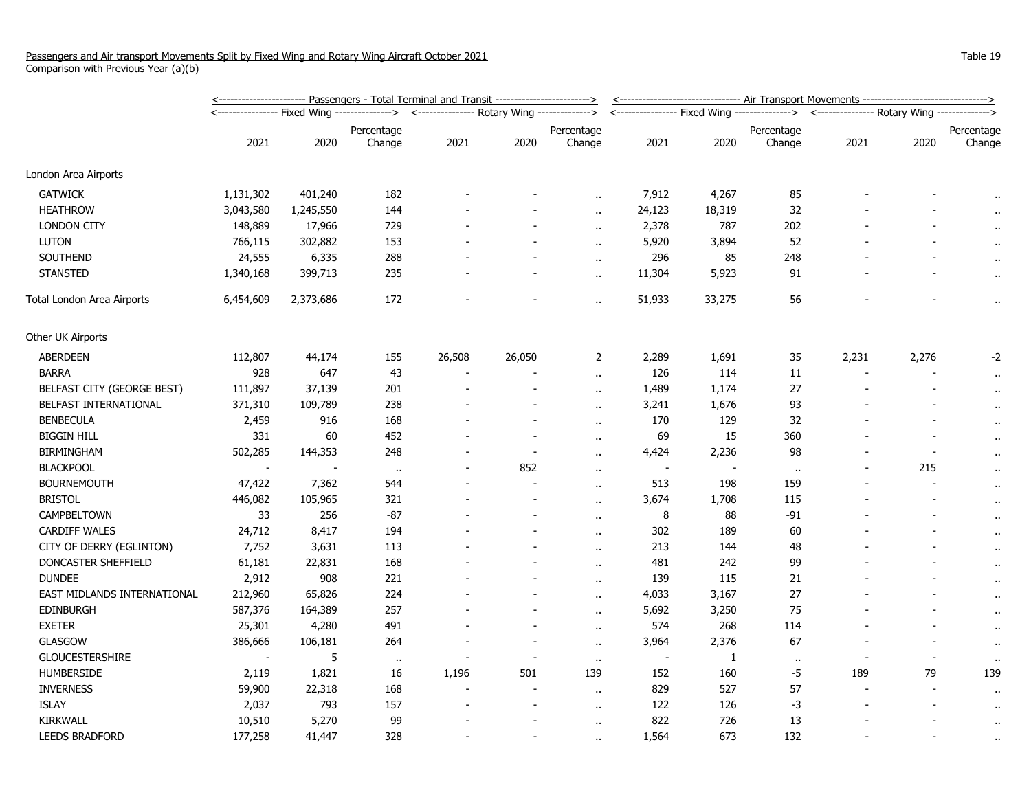Passengers and Air transport Movements Split by Fixed Wing and Rotary Wing Aircraft October 2021
Comparison with Previous Year (a)(b)

Table 19

| | Passengers - Total Terminal and Transit | | | | | | Air Transport Movements | | | | | |
|---|---|---|---|---|---|---|---|---|---|---|---|---|
| | Fixed Wing | | | Rotary Wing | | | Fixed Wing | | | Rotary Wing | | |
| | 2021 | 2020 | Percentage Change | 2021 | 2020 | Percentage Change | 2021 | 2020 | Percentage Change | 2021 | 2020 | Percentage Change |
| London Area Airports | | | | | | | | | | | | |
| GATWICK | 1,131,302 | 401,240 | 182 | - | - | .. | 7,912 | 4,267 | 85 | - | - | .. |
| HEATHROW | 3,043,580 | 1,245,550 | 144 | - | - | .. | 24,123 | 18,319 | 32 | - | - | .. |
| LONDON CITY | 148,889 | 17,966 | 729 | - | - | .. | 2,378 | 787 | 202 | - | - | .. |
| LUTON | 766,115 | 302,882 | 153 | - | - | .. | 5,920 | 3,894 | 52 | - | - | .. |
| SOUTHEND | 24,555 | 6,335 | 288 | - | - | .. | 296 | 85 | 248 | - | - | .. |
| STANSTED | 1,340,168 | 399,713 | 235 | - | - | .. | 11,304 | 5,923 | 91 | - | - | .. |
| Total London Area Airports | 6,454,609 | 2,373,686 | 172 | - | - | .. | 51,933 | 33,275 | 56 | - | - | .. |
| Other UK Airports | | | | | | | | | | | | |
| ABERDEEN | 112,807 | 44,174 | 155 | 26,508 | 26,050 | 2 | 2,289 | 1,691 | 35 | 2,231 | 2,276 | -2 |
| BARRA | 928 | 647 | 43 | - | - | .. | 126 | 114 | 11 | - | - | .. |
| BELFAST CITY (GEORGE BEST) | 111,897 | 37,139 | 201 | - | - | .. | 1,489 | 1,174 | 27 | - | - | .. |
| BELFAST INTERNATIONAL | 371,310 | 109,789 | 238 | - | - | .. | 3,241 | 1,676 | 93 | - | - | .. |
| BENBECULA | 2,459 | 916 | 168 | - | - | .. | 170 | 129 | 32 | - | - | .. |
| BIGGIN HILL | 331 | 60 | 452 | - | - | .. | 69 | 15 | 360 | - | - | .. |
| BIRMINGHAM | 502,285 | 144,353 | 248 | - | - | .. | 4,424 | 2,236 | 98 | - | - | .. |
| BLACKPOOL | - | - | .. | - | 852 | .. | - | - | .. | - | 215 | .. |
| BOURNEMOUTH | 47,422 | 7,362 | 544 | - | - | .. | 513 | 198 | 159 | - | - | .. |
| BRISTOL | 446,082 | 105,965 | 321 | - | - | .. | 3,674 | 1,708 | 115 | - | - | .. |
| CAMPBELTOWN | 33 | 256 | -87 | - | - | .. | 8 | 88 | -91 | - | - | .. |
| CARDIFF WALES | 24,712 | 8,417 | 194 | - | - | .. | 302 | 189 | 60 | - | - | .. |
| CITY OF DERRY (EGLINTON) | 7,752 | 3,631 | 113 | - | - | .. | 213 | 144 | 48 | - | - | .. |
| DONCASTER SHEFFIELD | 61,181 | 22,831 | 168 | - | - | .. | 481 | 242 | 99 | - | - | .. |
| DUNDEE | 2,912 | 908 | 221 | - | - | .. | 139 | 115 | 21 | - | - | .. |
| EAST MIDLANDS INTERNATIONAL | 212,960 | 65,826 | 224 | - | - | .. | 4,033 | 3,167 | 27 | - | - | .. |
| EDINBURGH | 587,376 | 164,389 | 257 | - | - | .. | 5,692 | 3,250 | 75 | - | - | .. |
| EXETER | 25,301 | 4,280 | 491 | - | - | .. | 574 | 268 | 114 | - | - | .. |
| GLASGOW | 386,666 | 106,181 | 264 | - | - | .. | 3,964 | 2,376 | 67 | - | - | .. |
| GLOUCESTERSHIRE | - | 5 | .. | - | - | .. | - | 1 | .. | - | - | .. |
| HUMBERSIDE | 2,119 | 1,821 | 16 | 1,196 | 501 | 139 | 152 | 160 | -5 | 189 | 79 | 139 |
| INVERNESS | 59,900 | 22,318 | 168 | - | - | .. | 829 | 527 | 57 | - | - | .. |
| ISLAY | 2,037 | 793 | 157 | - | - | .. | 122 | 126 | -3 | - | - | .. |
| KIRKWALL | 10,510 | 5,270 | 99 | - | - | .. | 822 | 726 | 13 | - | - | .. |
| LEEDS BRADFORD | 177,258 | 41,447 | 328 | - | - | .. | 1,564 | 673 | 132 | - | - | .. |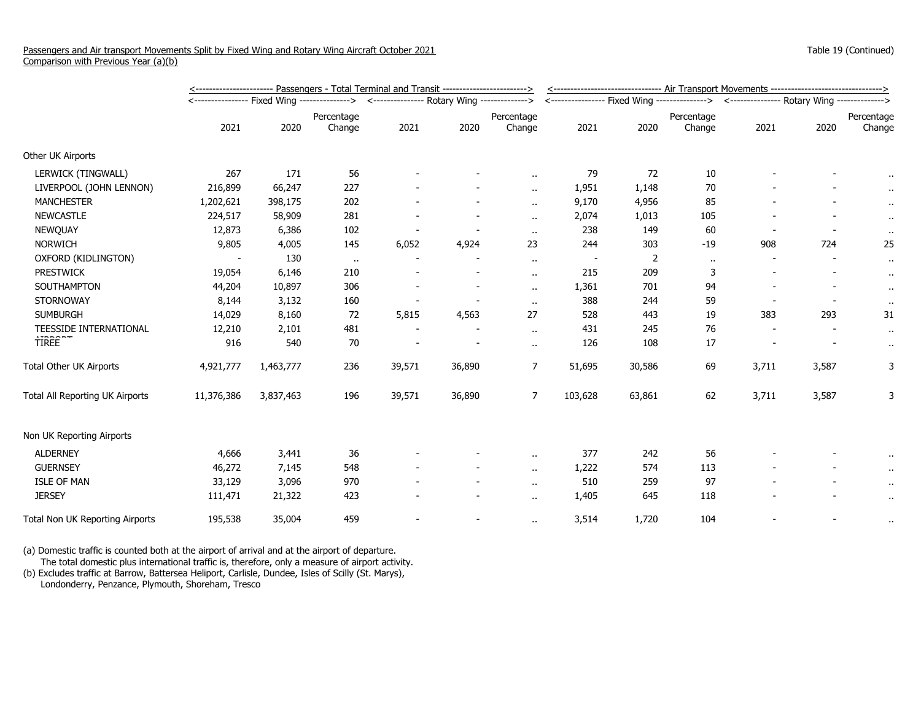Passengers and Air transport Movements Split by Fixed Wing and Rotary Wing Aircraft October 2021
Comparison with Previous Year (a)(b)

Table 19 (Continued)

| | Passengers - Total Terminal and Transit | | | | | | Air Transport Movements | | | | | |
|---|---|---|---|---|---|---|---|---|---|---|---|---|
| | Fixed Wing | | | Rotary Wing | | | Fixed Wing | | | Rotary Wing | | |
| | 2021 | 2020 | Percentage Change | 2021 | 2020 | Percentage Change | 2021 | 2020 | Percentage Change | 2021 | 2020 | Percentage Change |
| Other UK Airports | | | | | | | | | | | | |
| LERWICK (TINGWALL) | 267 | 171 | 56 | - | - | .. | 79 | 72 | 10 | - | - | .. |
| LIVERPOOL (JOHN LENNON) | 216,899 | 66,247 | 227 | - | - | .. | 1,951 | 1,148 | 70 | - | - | .. |
| MANCHESTER | 1,202,621 | 398,175 | 202 | - | - | .. | 9,170 | 4,956 | 85 | - | - | .. |
| NEWCASTLE | 224,517 | 58,909 | 281 | - | - | .. | 2,074 | 1,013 | 105 | - | - | .. |
| NEWQUAY | 12,873 | 6,386 | 102 | - | - | .. | 238 | 149 | 60 | - | - | .. |
| NORWICH | 9,805 | 4,005 | 145 | 6,052 | 4,924 | 23 | 244 | 303 | -19 | 908 | 724 | 25 |
| OXFORD (KIDLINGTON) | - | 130 | .. | - | - | .. | - | 2 | .. | - | - | .. |
| PRESTWICK | 19,054 | 6,146 | 210 | - | - | .. | 215 | 209 | 3 | - | - | .. |
| SOUTHAMPTON | 44,204 | 10,897 | 306 | - | - | .. | 1,361 | 701 | 94 | - | - | .. |
| STORNOWAY | 8,144 | 3,132 | 160 | - | - | .. | 388 | 244 | 59 | - | - | .. |
| SUMBURGH | 14,029 | 8,160 | 72 | 5,815 | 4,563 | 27 | 528 | 443 | 19 | 383 | 293 | 31 |
| TEESSIDE INTERNATIONAL AIRPORT | 12,210 | 2,101 | 481 | - | - | .. | 431 | 245 | 76 | - | - | .. |
| TIREE | 916 | 540 | 70 | - | - | .. | 126 | 108 | 17 | - | - | .. |
| Total Other UK Airports | 4,921,777 | 1,463,777 | 236 | 39,571 | 36,890 | 7 | 51,695 | 30,586 | 69 | 3,711 | 3,587 | 3 |
| Total All Reporting UK Airports | 11,376,386 | 3,837,463 | 196 | 39,571 | 36,890 | 7 | 103,628 | 63,861 | 62 | 3,711 | 3,587 | 3 |
| Non UK Reporting Airports | | | | | | | | | | | | |
| ALDERNEY | 4,666 | 3,441 | 36 | - | - | .. | 377 | 242 | 56 | - | - | .. |
| GUERNSEY | 46,272 | 7,145 | 548 | - | - | .. | 1,222 | 574 | 113 | - | - | .. |
| ISLE OF MAN | 33,129 | 3,096 | 970 | - | - | .. | 510 | 259 | 97 | - | - | .. |
| JERSEY | 111,471 | 21,322 | 423 | - | - | .. | 1,405 | 645 | 118 | - | - | .. |
| Total Non UK Reporting Airports | 195,538 | 35,004 | 459 | - | - | .. | 3,514 | 1,720 | 104 | - | - | .. |

(a) Domestic traffic is counted both at the airport of arrival and at the airport of departure.
The total domestic plus international traffic is, therefore, only a measure of airport activity.
(b) Excludes traffic at Barrow, Battersea Heliport, Carlisle, Dundee, Isles of Scilly (St. Marys),
Londonderry, Penzance, Plymouth, Shoreham, Tresco